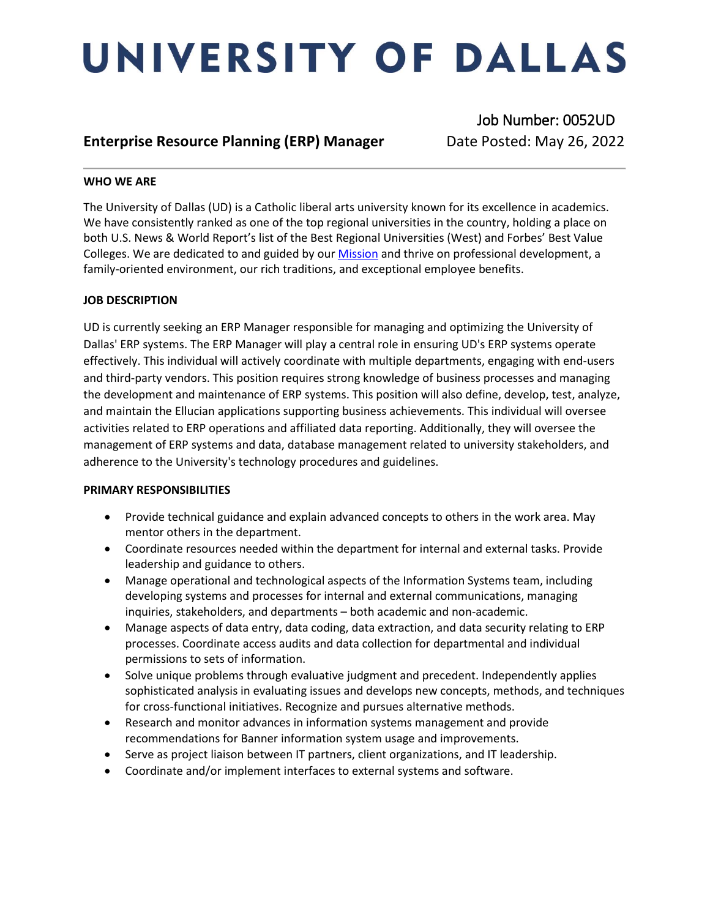# UNIVERSITY OF DALLAS

**Enterprise Resource Planning (ERP) Manager**

Job Number: 0052UD
Date Posted: May 26, 2022

---

**WHO WE ARE**

The University of Dallas (UD) is a Catholic liberal arts university known for its excellence in academics. We have consistently ranked as one of the top regional universities in the country, holding a place on both U.S. News & World Report's list of the Best Regional Universities (West) and Forbes' Best Value Colleges. We are dedicated to and guided by our [Mission](Mission) and thrive on professional development, a family-oriented environment, our rich traditions, and exceptional employee benefits.

**JOB DESCRIPTION**

UD is currently seeking an ERP Manager responsible for managing and optimizing the University of Dallas' ERP systems. The ERP Manager will play a central role in ensuring UD's ERP systems operate effectively. This individual will actively coordinate with multiple departments, engaging with end-users and third-party vendors. This position requires strong knowledge of business processes and managing the development and maintenance of ERP systems. This position will also define, develop, test, analyze, and maintain the Ellucian applications supporting business achievements. This individual will oversee activities related to ERP operations and affiliated data reporting. Additionally, they will oversee the management of ERP systems and data, database management related to university stakeholders, and adherence to the University's technology procedures and guidelines.

**PRIMARY RESPONSIBILITIES**

- Provide technical guidance and explain advanced concepts to others in the work area. May mentor others in the department.
- Coordinate resources needed within the department for internal and external tasks. Provide leadership and guidance to others.
- Manage operational and technological aspects of the Information Systems team, including developing systems and processes for internal and external communications, managing inquiries, stakeholders, and departments – both academic and non-academic.
- Manage aspects of data entry, data coding, data extraction, and data security relating to ERP processes. Coordinate access audits and data collection for departmental and individual permissions to sets of information.
- Solve unique problems through evaluative judgment and precedent. Independently applies sophisticated analysis in evaluating issues and develops new concepts, methods, and techniques for cross-functional initiatives. Recognize and pursues alternative methods.
- Research and monitor advances in information systems management and provide recommendations for Banner information system usage and improvements.
- Serve as project liaison between IT partners, client organizations, and IT leadership.
- Coordinate and/or implement interfaces to external systems and software.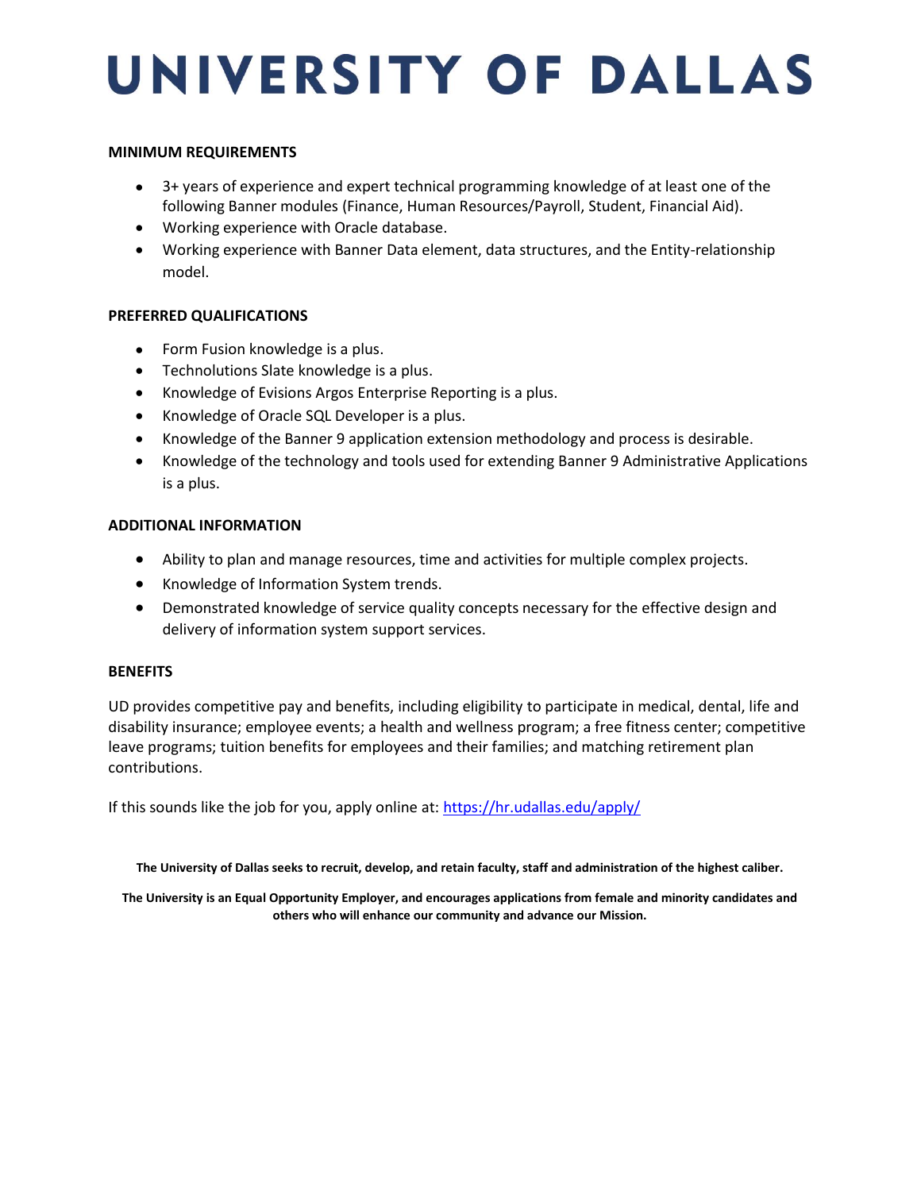# UNIVERSITY OF DALLAS

**MINIMUM REQUIREMENTS**

- 3+ years of experience and expert technical programming knowledge of at least one of the following Banner modules (Finance, Human Resources/Payroll, Student, Financial Aid).
- Working experience with Oracle database.
- Working experience with Banner Data element, data structures, and the Entity-relationship model.

**PREFERRED QUALIFICATIONS**

- Form Fusion knowledge is a plus.
- Technolutions Slate knowledge is a plus.
- Knowledge of Evisions Argos Enterprise Reporting is a plus.
- Knowledge of Oracle SQL Developer is a plus.
- Knowledge of the Banner 9 application extension methodology and process is desirable.
- Knowledge of the technology and tools used for extending Banner 9 Administrative Applications is a plus.

**ADDITIONAL INFORMATION**

- Ability to plan and manage resources, time and activities for multiple complex projects.
- Knowledge of Information System trends.
- Demonstrated knowledge of service quality concepts necessary for the effective design and delivery of information system support services.

**BENEFITS**

UD provides competitive pay and benefits, including eligibility to participate in medical, dental, life and disability insurance; employee events; a health and wellness program; a free fitness center; competitive leave programs; tuition benefits for employees and their families; and matching retirement plan contributions.

If this sounds like the job for you, apply online at: [https://hr.udallas.edu/apply/](https://hr.udallas.edu/apply/)

**The University of Dallas seeks to recruit, develop, and retain faculty, staff and administration of the highest caliber.**

**The University is an Equal Opportunity Employer, and encourages applications from female and minority candidates and others who will enhance our community and advance our Mission.**